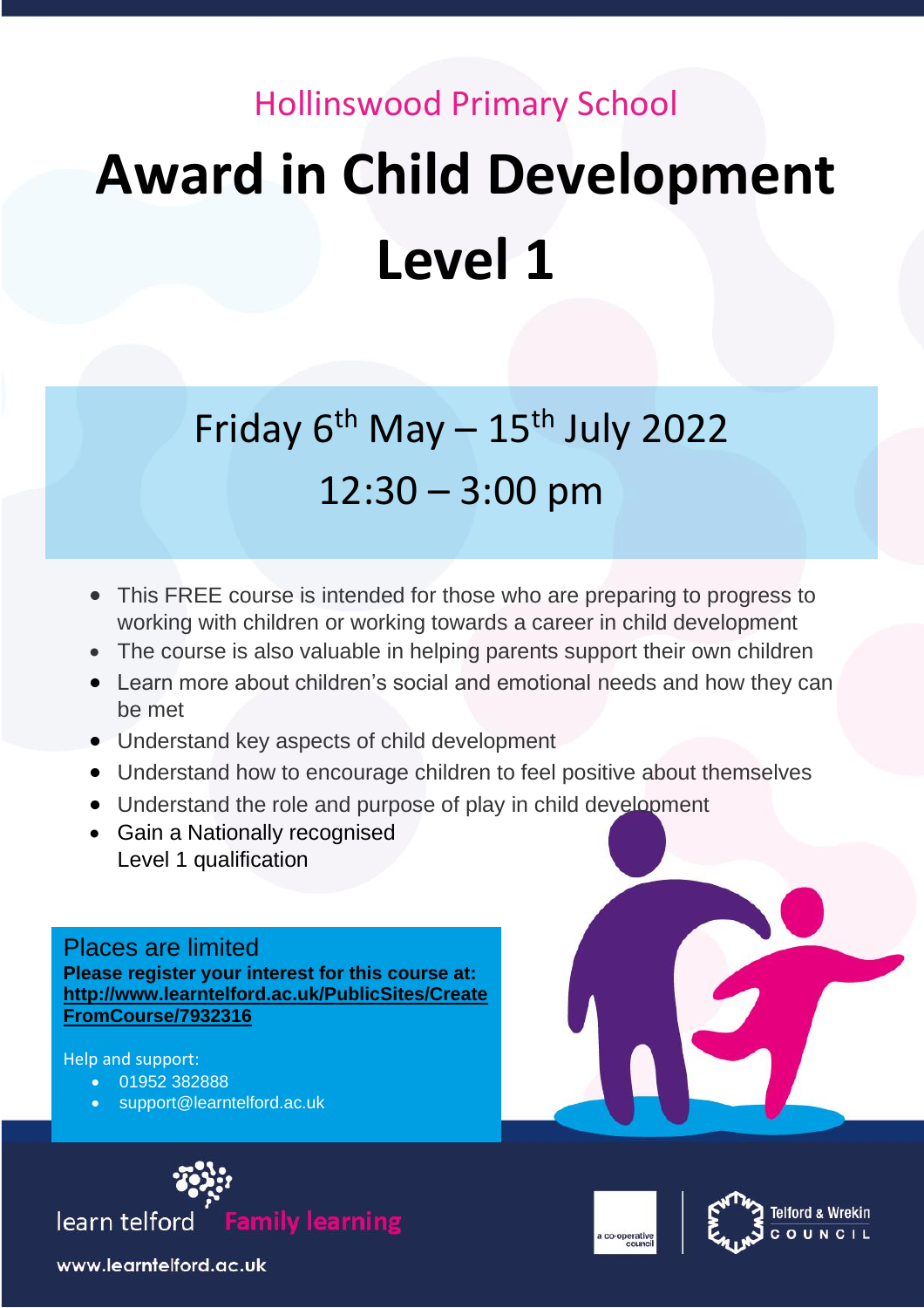Hollinswood Primary School

# Award in Child Development Level 1

## Friday 6th May – 15th July 2022
## 12:30 – 3:00 pm

- This FREE course is intended for those who are preparing to progress to working with children or working towards a career in child development
- The course is also valuable in helping parents support their own children
- Learn more about children's social and emotional needs and how they can be met
- Understand key aspects of child development
- Understand how to encourage children to feel positive about themselves
- Understand the role and purpose of play in child development
- Gain a Nationally recognised Level 1 qualification

Places are limited

**Please register your interest for this course at:**
**http://www.learntelford.ac.uk/PublicSites/CreateFromCourse/7932316**

Help and support:

- 01952 382888
- support@learntelford.ac.uk

learn telford **Family learning**

a co-operative council

Telford & Wrekin COUNCIL

www.learntelford.ac.uk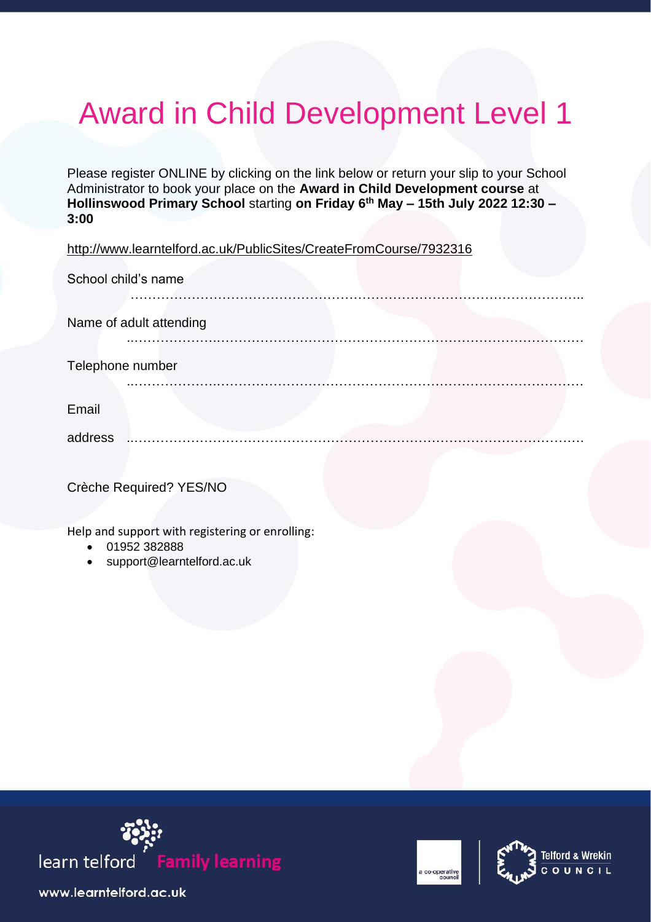# Award in Child Development Level 1

Please register ONLINE by clicking on the link below or return your slip to your School Administrator to book your place on the **Award in Child Development course** at **Hollinswood Primary School** starting **on Friday 6th May – 15th July 2022 12:30 – 3:00**

http://www.learntelford.ac.uk/PublicSites/CreateFromCourse/7932316

School child's name

……………………………………………………………………………………………..

Name of adult attending

……………………………………………………………………………………………

Telephone number

……………………………………………………………………………………………

Email address ……………………………………………………………………………………

Crèche Required? YES/NO

Help and support with registering or enrolling:

- 01952 382888
- support@learntelford.ac.uk

learn telford **Family learning**

www.learntelford.ac.uk

a co-operative council

Telford & Wrekin COUNCIL